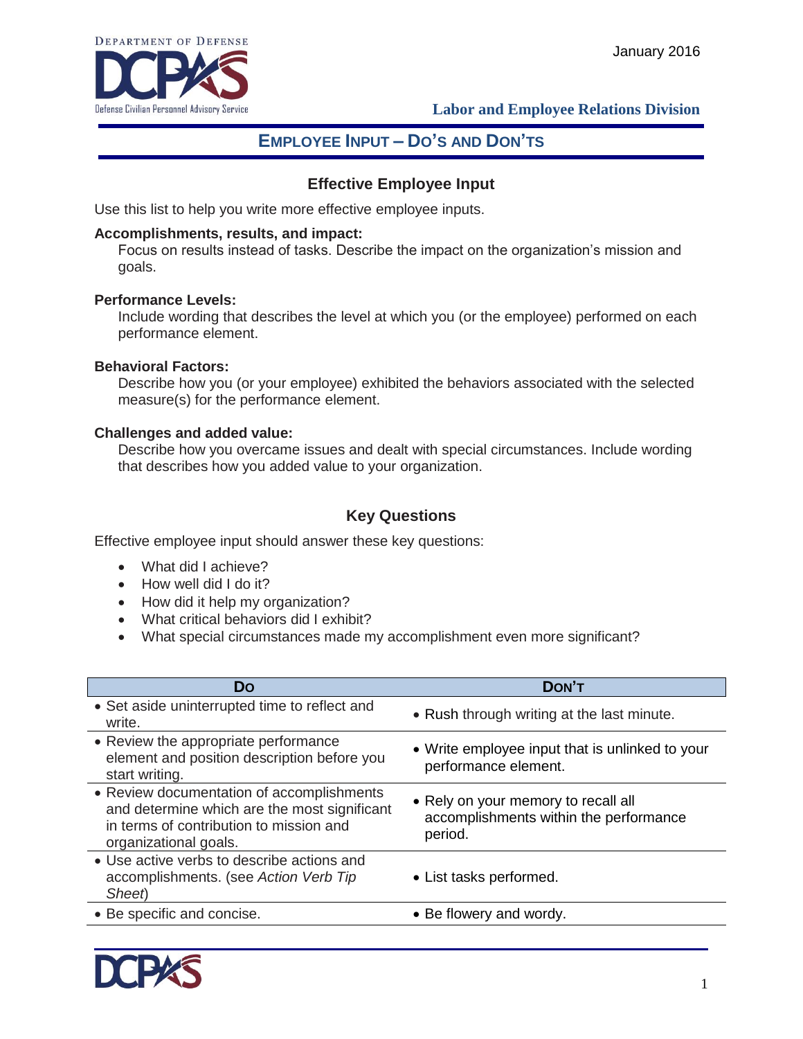Department of Defense
Defense Civilian Personnel Advisory Service

January 2016

**Labor and Employee Relations Division**

# Employee Input – Do's and Don'ts

## Effective Employee Input

Use this list to help you write more effective employee inputs.

**Accomplishments, results, and impact:**
Focus on results instead of tasks. Describe the impact on the organization's mission and goals.

**Performance Levels:**
Include wording that describes the level at which you (or the employee) performed on each performance element.

**Behavioral Factors:**
Describe how you (or your employee) exhibited the behaviors associated with the selected measure(s) for the performance element.

**Challenges and added value:**
Describe how you overcame issues and dealt with special circumstances. Include wording that describes how you added value to your organization.

## Key Questions

Effective employee input should answer these key questions:

- What did I achieve?
- How well did I do it?
- How did it help my organization?
- What critical behaviors did I exhibit?
- What special circumstances made my accomplishment even more significant?

| Do | Don't |
|---|---|
| • Set aside uninterrupted time to reflect and write. | • Rush through writing at the last minute. |
| • Review the appropriate performance element and position description before you start writing. | • Write employee input that is unlinked to your performance element. |
| • Review documentation of accomplishments and determine which are the most significant in terms of contribution to mission and organizational goals. | • Rely on your memory to recall all accomplishments within the performance period. |
| • Use active verbs to describe actions and accomplishments. (see *Action Verb Tip Sheet*) | • List tasks performed. |
| • Be specific and concise. | • Be flowery and wordy. |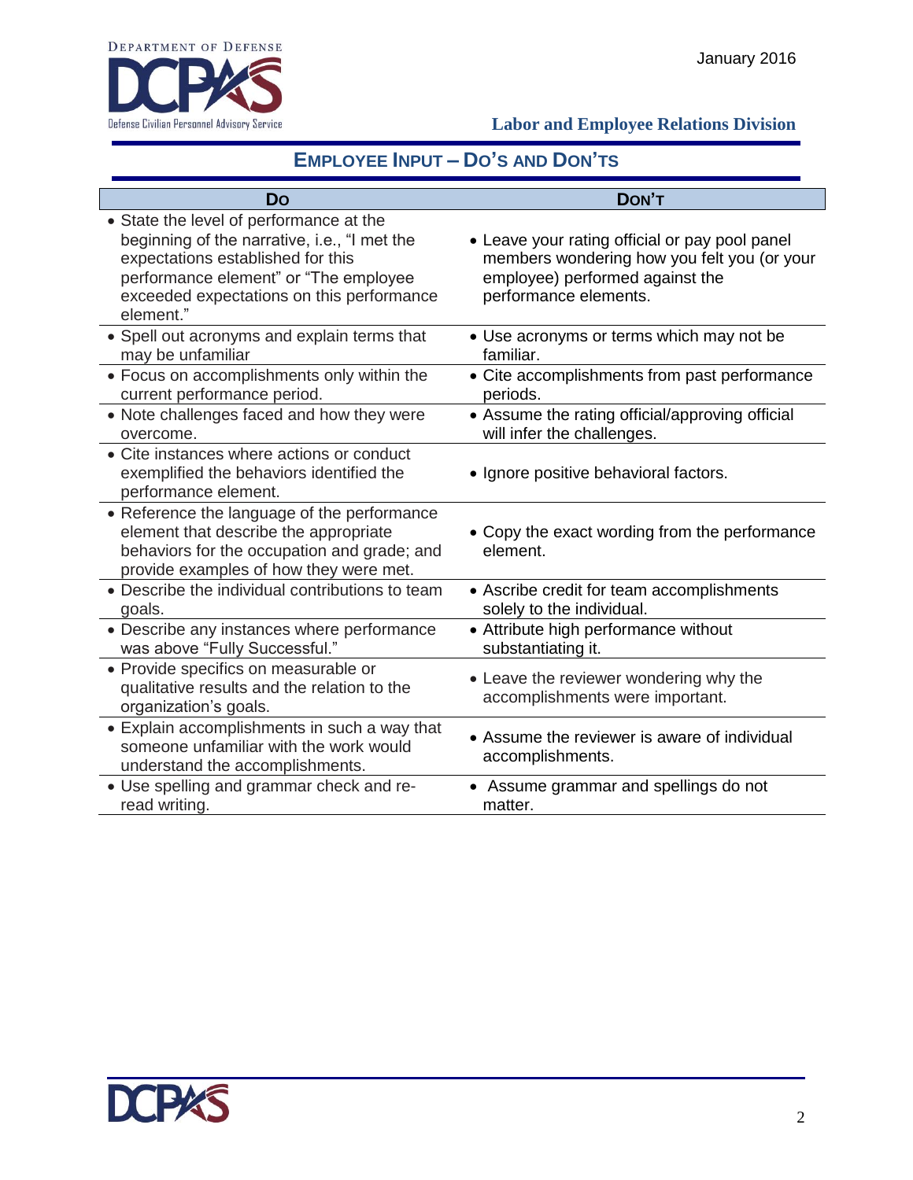## Employee Input – Do's and Don'ts

| Do | Don't |
|---|---|
| • State the level of performance at the beginning of the narrative, i.e., "I met the expectations established for this performance element" or "The employee exceeded expectations on this performance element." | • Leave your rating official or pay pool panel members wondering how you felt you (or your employee) performed against the performance elements. |
| • Spell out acronyms and explain terms that may be unfamiliar | • Use acronyms or terms which may not be familiar. |
| • Focus on accomplishments only within the current performance period. | • Cite accomplishments from past performance periods. |
| • Note challenges faced and how they were overcome. | • Assume the rating official/approving official will infer the challenges. |
| • Cite instances where actions or conduct exemplified the behaviors identified the performance element. | • Ignore positive behavioral factors. |
| • Reference the language of the performance element that describe the appropriate behaviors for the occupation and grade; and provide examples of how they were met. | • Copy the exact wording from the performance element. |
| • Describe the individual contributions to team goals. | • Ascribe credit for team accomplishments solely to the individual. |
| • Describe any instances where performance was above "Fully Successful." | • Attribute high performance without substantiating it. |
| • Provide specifics on measurable or qualitative results and the relation to the organization's goals. | • Leave the reviewer wondering why the accomplishments were important. |
| • Explain accomplishments in such a way that someone unfamiliar with the work would understand the accomplishments. | • Assume the reviewer is aware of individual accomplishments. |
| • Use spelling and grammar check and re-read writing. | • Assume grammar and spellings do not matter. |